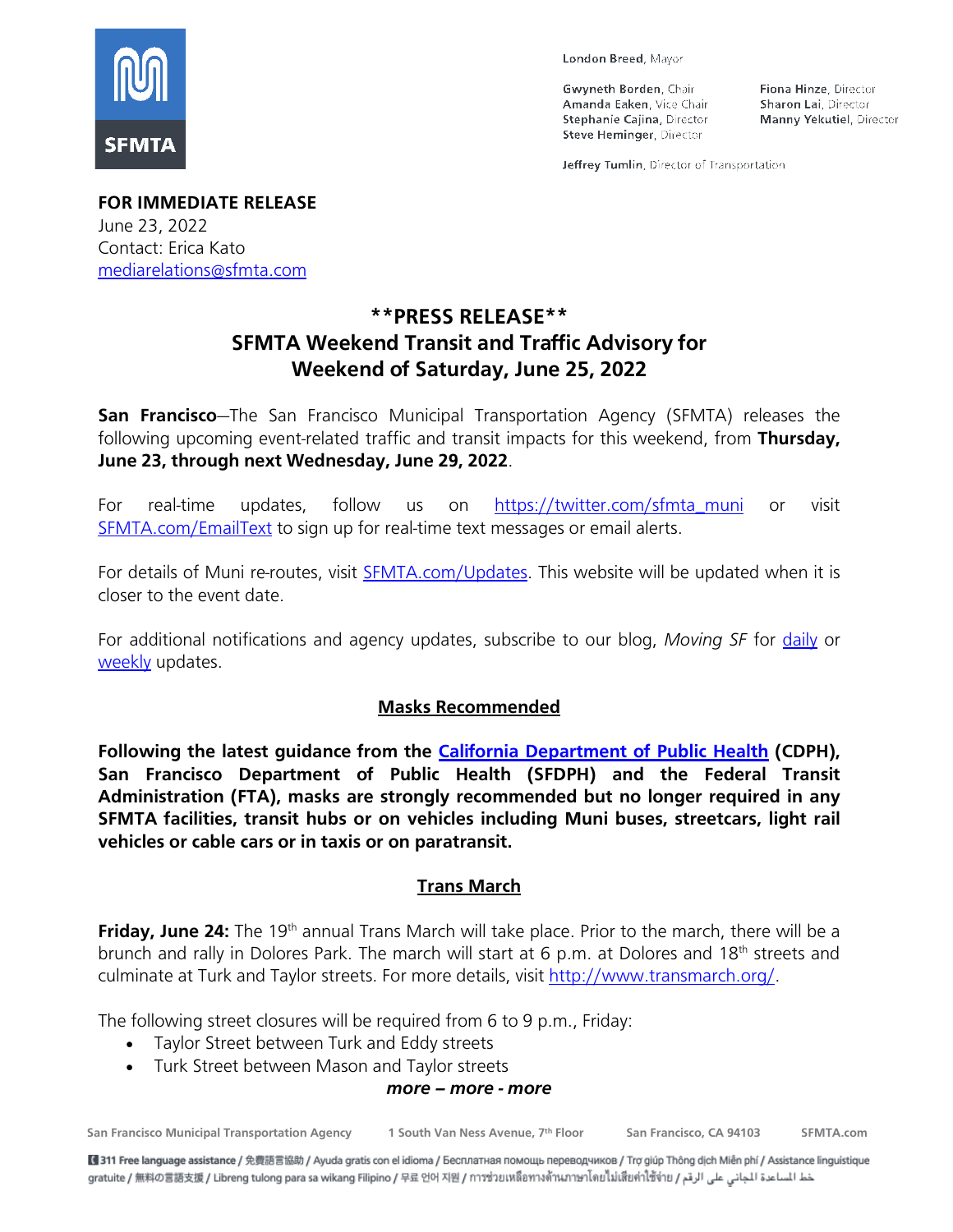SFMTA

London Breed, Mayor

Gwyneth Borden, Chair
Amanda Eaken, Vice Chair
Stephanie Cajina, Director
Steve Heminger, Director

Fiona Hinze, Director
Sharon Lai, Director
Manny Yekutiel, Director

Jeffrey Tumlin, Director of Transportation

**FOR IMMEDIATE RELEASE**
June 23, 2022
Contact: Erica Kato
mediarelations@sfmta.com

# **PRESS RELEASE**
# SFMTA Weekend Transit and Traffic Advisory for Weekend of Saturday, June 25, 2022

**San Francisco**—The San Francisco Municipal Transportation Agency (SFMTA) releases the following upcoming event-related traffic and transit impacts for this weekend, from **Thursday, June 23, through next Wednesday, June 29, 2022**.

For real-time updates, follow us on https://twitter.com/sfmta_muni or visit SFMTA.com/EmailText to sign up for real-time text messages or email alerts.

For details of Muni re-routes, visit SFMTA.com/Updates. This website will be updated when it is closer to the event date.

For additional notifications and agency updates, subscribe to our blog, *Moving SF* for daily or weekly updates.

## Masks Recommended

**Following the latest guidance from the California Department of Public Health (CDPH), San Francisco Department of Public Health (SFDPH) and the Federal Transit Administration (FTA), masks are strongly recommended but no longer required in any SFMTA facilities, transit hubs or on vehicles including Muni buses, streetcars, light rail vehicles or cable cars or in taxis or on paratransit.**

## Trans March

**Friday, June 24:** The 19th annual Trans March will take place. Prior to the march, there will be a brunch and rally in Dolores Park. The march will start at 6 p.m. at Dolores and 18th streets and culminate at Turk and Taylor streets. For more details, visit http://www.transmarch.org/.

The following street closures will be required from 6 to 9 p.m., Friday:

- Taylor Street between Turk and Eddy streets
- Turk Street between Mason and Taylor streets

***more – more - more***

San Francisco Municipal Transportation Agency 1 South Van Ness Avenue, 7th Floor San Francisco, CA 94103 SFMTA.com

311 Free language assistance / 免費語言協助 / Ayuda gratis con el idioma / Бесплатная помощь переводчиков / Trợ giúp Thông dịch Miễn phí / Assistance linguistique gratuite / 無料の言語支援 / Libreng tulong para sa wikang Filipino / 무료 언어 지원 / การช่วยเหลือทางด้านภาษาโดยไม่เสียค่าใช้จ่าย / خط المساعدة المجاني على الرقم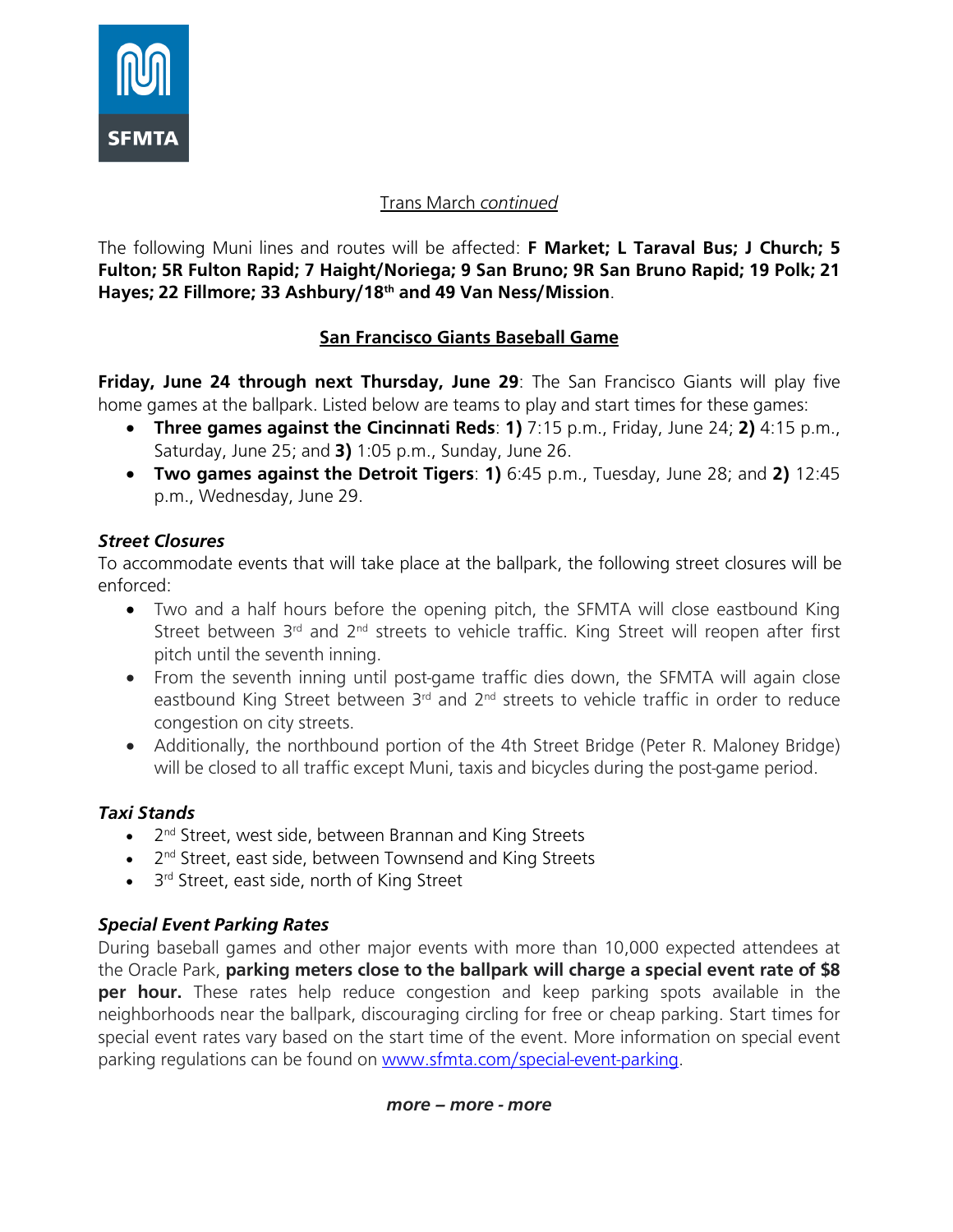Trans March *continued*

The following Muni lines and routes will be affected: **F Market; L Taraval Bus; J Church; 5 Fulton; 5R Fulton Rapid; 7 Haight/Noriega; 9 San Bruno; 9R San Bruno Rapid; 19 Polk; 21 Hayes; 22 Fillmore; 33 Ashbury/18th and 49 Van Ness/Mission**.

## San Francisco Giants Baseball Game

**Friday, June 24 through next Thursday, June 29**: The San Francisco Giants will play five home games at the ballpark. Listed below are teams to play and start times for these games:

- **Three games against the Cincinnati Reds**: **1)** 7:15 p.m., Friday, June 24; **2)** 4:15 p.m., Saturday, June 25; and **3)** 1:05 p.m., Sunday, June 26.
- **Two games against the Detroit Tigers**: **1)** 6:45 p.m., Tuesday, June 28; and **2)** 12:45 p.m., Wednesday, June 29.

### *Street Closures*

To accommodate events that will take place at the ballpark, the following street closures will be enforced:

- Two and a half hours before the opening pitch, the SFMTA will close eastbound King Street between 3rd and 2nd streets to vehicle traffic. King Street will reopen after first pitch until the seventh inning.
- From the seventh inning until post-game traffic dies down, the SFMTA will again close eastbound King Street between 3rd and 2nd streets to vehicle traffic in order to reduce congestion on city streets.
- Additionally, the northbound portion of the 4th Street Bridge (Peter R. Maloney Bridge) will be closed to all traffic except Muni, taxis and bicycles during the post-game period.

### *Taxi Stands*

- 2nd Street, west side, between Brannan and King Streets
- 2nd Street, east side, between Townsend and King Streets
- 3rd Street, east side, north of King Street

### *Special Event Parking Rates*

During baseball games and other major events with more than 10,000 expected attendees at the Oracle Park, **parking meters close to the ballpark will charge a special event rate of $8 per hour.** These rates help reduce congestion and keep parking spots available in the neighborhoods near the ballpark, discouraging circling for free or cheap parking. Start times for special event rates vary based on the start time of the event. More information on special event parking regulations can be found on [www.sfmta.com/special-event-parking](http://www.sfmta.com/special-event-parking).

***more – more - more***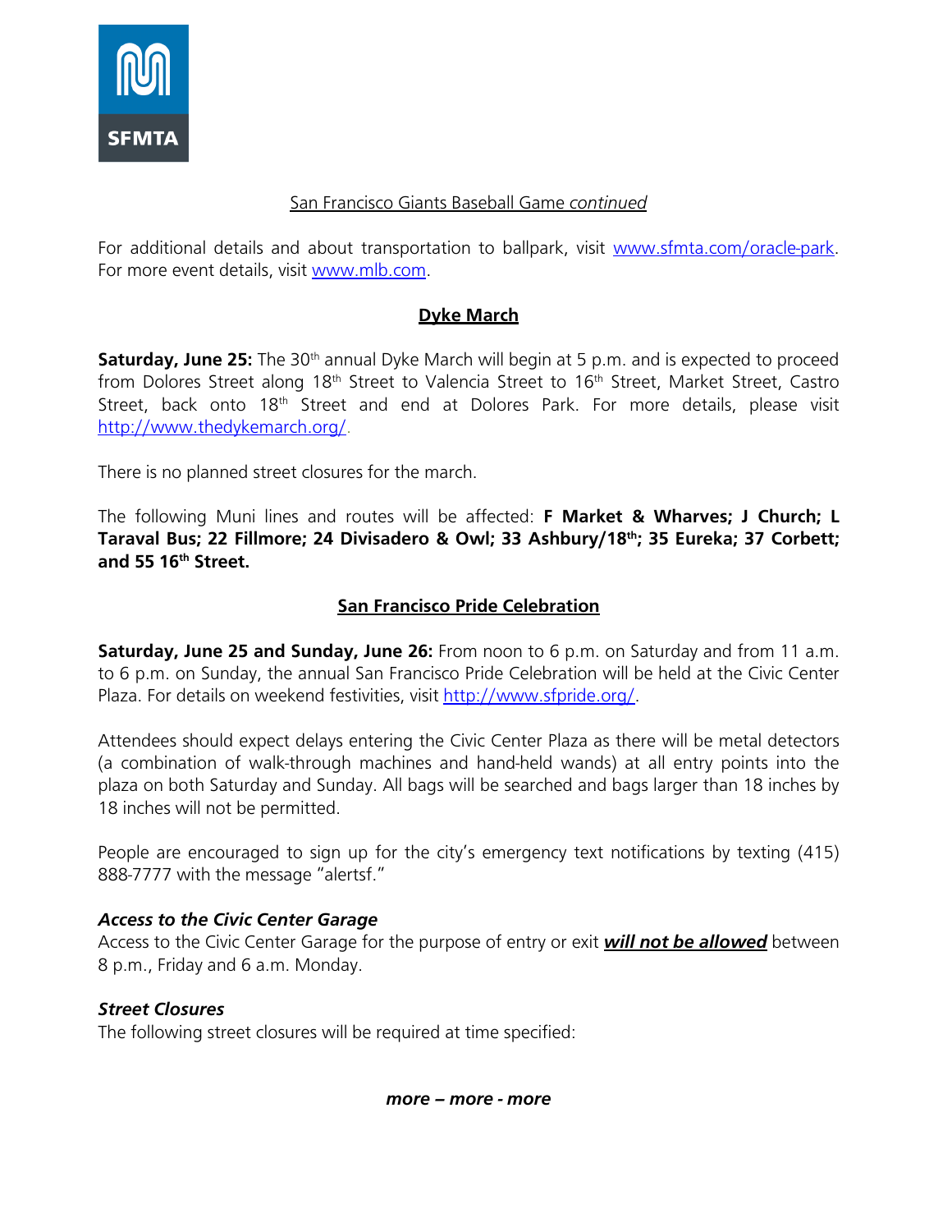San Francisco Giants Baseball Game *continued*

For additional details and about transportation to ballpark, visit www.sfmta.com/oracle-park. For more event details, visit www.mlb.com.

## Dyke March

**Saturday, June 25:** The 30th annual Dyke March will begin at 5 p.m. and is expected to proceed from Dolores Street along 18th Street to Valencia Street to 16th Street, Market Street, Castro Street, back onto 18th Street and end at Dolores Park. For more details, please visit http://www.thedykemarch.org/.

There is no planned street closures for the march.

The following Muni lines and routes will be affected: **F Market & Wharves; J Church; L Taraval Bus; 22 Fillmore; 24 Divisadero & Owl; 33 Ashbury/18th; 35 Eureka; 37 Corbett; and 55 16th Street.**

## San Francisco Pride Celebration

**Saturday, June 25 and Sunday, June 26:** From noon to 6 p.m. on Saturday and from 11 a.m. to 6 p.m. on Sunday, the annual San Francisco Pride Celebration will be held at the Civic Center Plaza. For details on weekend festivities, visit http://www.sfpride.org/.

Attendees should expect delays entering the Civic Center Plaza as there will be metal detectors (a combination of walk-through machines and hand-held wands) at all entry points into the plaza on both Saturday and Sunday. All bags will be searched and bags larger than 18 inches by 18 inches will not be permitted.

People are encouraged to sign up for the city's emergency text notifications by texting (415) 888-7777 with the message "alertsf."

### *Access to the Civic Center Garage*

Access to the Civic Center Garage for the purpose of entry or exit ***will not be allowed*** between 8 p.m., Friday and 6 a.m. Monday.

### *Street Closures*

The following street closures will be required at time specified:

***more – more - more***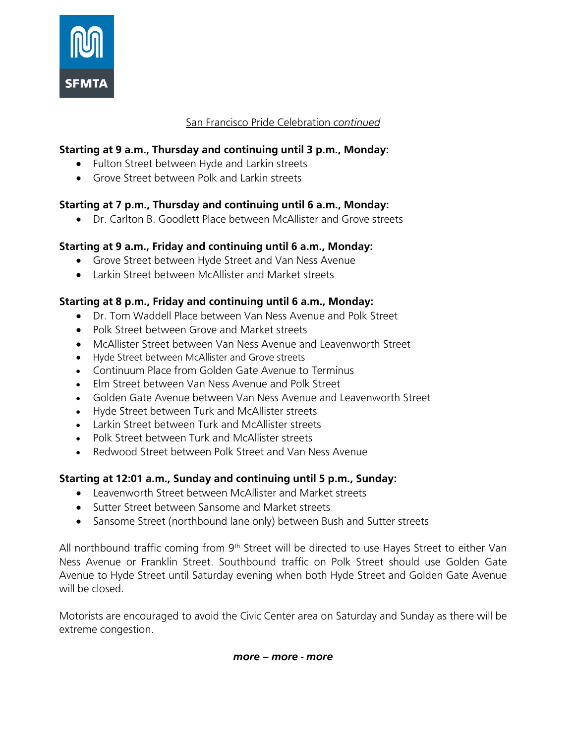San Francisco Pride Celebration *continued*

**Starting at 9 a.m., Thursday and continuing until 3 p.m., Monday:**

- Fulton Street between Hyde and Larkin streets
- Grove Street between Polk and Larkin streets

**Starting at 7 p.m., Thursday and continuing until 6 a.m., Monday:**

- Dr. Carlton B. Goodlett Place between McAllister and Grove streets

**Starting at 9 a.m., Friday and continuing until 6 a.m., Monday:**

- Grove Street between Hyde Street and Van Ness Avenue
- Larkin Street between McAllister and Market streets

**Starting at 8 p.m., Friday and continuing until 6 a.m., Monday:**

- Dr. Tom Waddell Place between Van Ness Avenue and Polk Street
- Polk Street between Grove and Market streets
- McAllister Street between Van Ness Avenue and Leavenworth Street
- Hyde Street between McAllister and Grove streets
- Continuum Place from Golden Gate Avenue to Terminus
- Elm Street between Van Ness Avenue and Polk Street
- Golden Gate Avenue between Van Ness Avenue and Leavenworth Street
- Hyde Street between Turk and McAllister streets
- Larkin Street between Turk and McAllister streets
- Polk Street between Turk and McAllister streets
- Redwood Street between Polk Street and Van Ness Avenue

**Starting at 12:01 a.m., Sunday and continuing until 5 p.m., Sunday:**

- Leavenworth Street between McAllister and Market streets
- Sutter Street between Sansome and Market streets
- Sansome Street (northbound lane only) between Bush and Sutter streets

All northbound traffic coming from 9th Street will be directed to use Hayes Street to either Van Ness Avenue or Franklin Street. Southbound traffic on Polk Street should use Golden Gate Avenue to Hyde Street until Saturday evening when both Hyde Street and Golden Gate Avenue will be closed.

Motorists are encouraged to avoid the Civic Center area on Saturday and Sunday as there will be extreme congestion.

***more – more - more***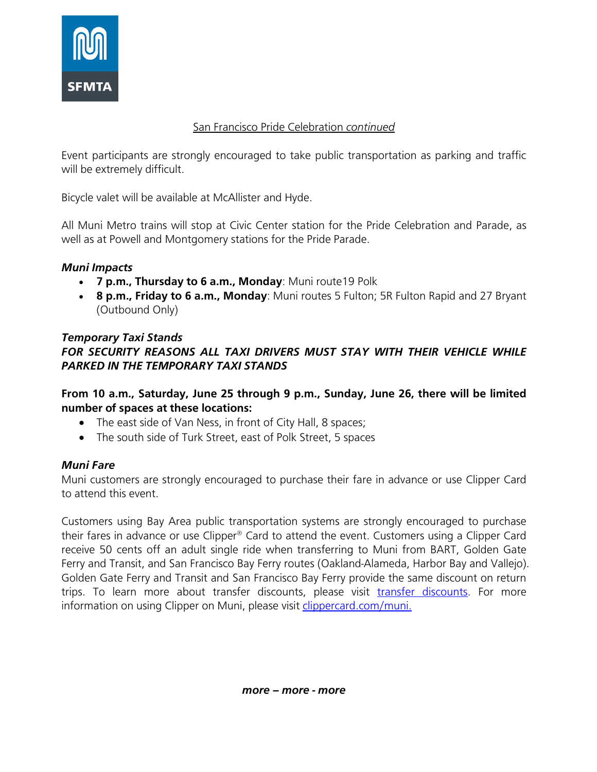San Francisco Pride Celebration *continued*

Event participants are strongly encouraged to take public transportation as parking and traffic will be extremely difficult.

Bicycle valet will be available at McAllister and Hyde.

All Muni Metro trains will stop at Civic Center station for the Pride Celebration and Parade, as well as at Powell and Montgomery stations for the Pride Parade.

***Muni Impacts***

- **7 p.m., Thursday to 6 a.m., Monday**: Muni route19 Polk
- **8 p.m., Friday to 6 a.m., Monday**: Muni routes 5 Fulton; 5R Fulton Rapid and 27 Bryant (Outbound Only)

***Temporary Taxi Stands***

***FOR SECURITY REASONS ALL TAXI DRIVERS MUST STAY WITH THEIR VEHICLE WHILE PARKED IN THE TEMPORARY TAXI STANDS***

**From 10 a.m., Saturday, June 25 through 9 p.m., Sunday, June 26, there will be limited number of spaces at these locations:**

- The east side of Van Ness, in front of City Hall, 8 spaces;
- The south side of Turk Street, east of Polk Street, 5 spaces

***Muni Fare***

Muni customers are strongly encouraged to purchase their fare in advance or use Clipper Card to attend this event.

Customers using Bay Area public transportation systems are strongly encouraged to purchase their fares in advance or use Clipper® Card to attend the event. Customers using a Clipper Card receive 50 cents off an adult single ride when transferring to Muni from BART, Golden Gate Ferry and Transit, and San Francisco Bay Ferry routes (Oakland-Alameda, Harbor Bay and Vallejo). Golden Gate Ferry and Transit and San Francisco Bay Ferry provide the same discount on return trips. To learn more about transfer discounts, please visit transfer discounts. For more information on using Clipper on Muni, please visit clippercard.com/muni.

***more – more - more***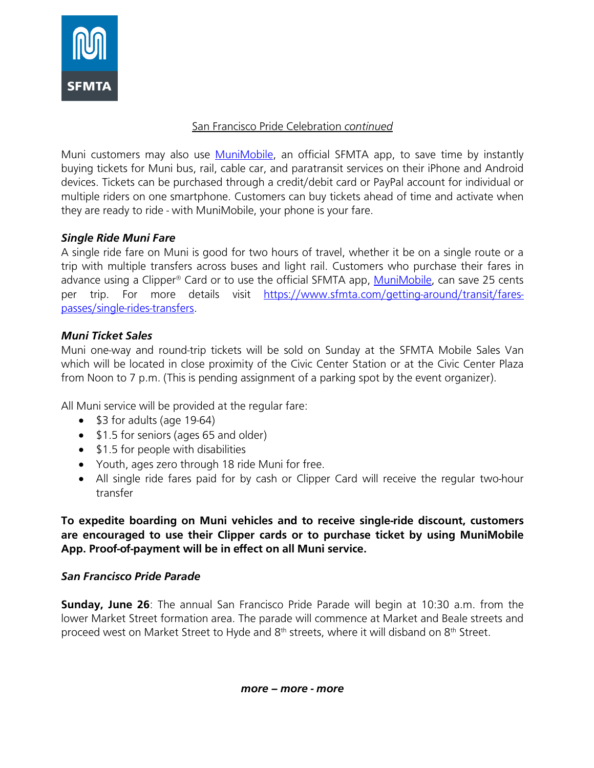San Francisco Pride Celebration *continued*

Muni customers may also use [MuniMobile](), an official SFMTA app, to save time by instantly buying tickets for Muni bus, rail, cable car, and paratransit services on their iPhone and Android devices. Tickets can be purchased through a credit/debit card or PayPal account for individual or multiple riders on one smartphone. Customers can buy tickets ahead of time and activate when they are ready to ride - with MuniMobile, your phone is your fare.

### *Single Ride Muni Fare*

A single ride fare on Muni is good for two hours of travel, whether it be on a single route or a trip with multiple transfers across buses and light rail. Customers who purchase their fares in advance using a Clipper® Card or to use the official SFMTA app, [MuniMobile](), can save 25 cents per trip. For more details visit https://www.sfmta.com/getting-around/transit/fares-passes/single-rides-transfers.

### *Muni Ticket Sales*

Muni one-way and round-trip tickets will be sold on Sunday at the SFMTA Mobile Sales Van which will be located in close proximity of the Civic Center Station or at the Civic Center Plaza from Noon to 7 p.m. (This is pending assignment of a parking spot by the event organizer).

All Muni service will be provided at the regular fare:

- $3 for adults (age 19-64)
- $1.5 for seniors (ages 65 and older)
- $1.5 for people with disabilities
- Youth, ages zero through 18 ride Muni for free.
- All single ride fares paid for by cash or Clipper Card will receive the regular two-hour transfer

**To expedite boarding on Muni vehicles and to receive single-ride discount, customers are encouraged to use their Clipper cards or to purchase ticket by using MuniMobile App. Proof-of-payment will be in effect on all Muni service.**

### *San Francisco Pride Parade*

**Sunday, June 26**: The annual San Francisco Pride Parade will begin at 10:30 a.m. from the lower Market Street formation area. The parade will commence at Market and Beale streets and proceed west on Market Street to Hyde and 8th streets, where it will disband on 8th Street.

***more – more - more***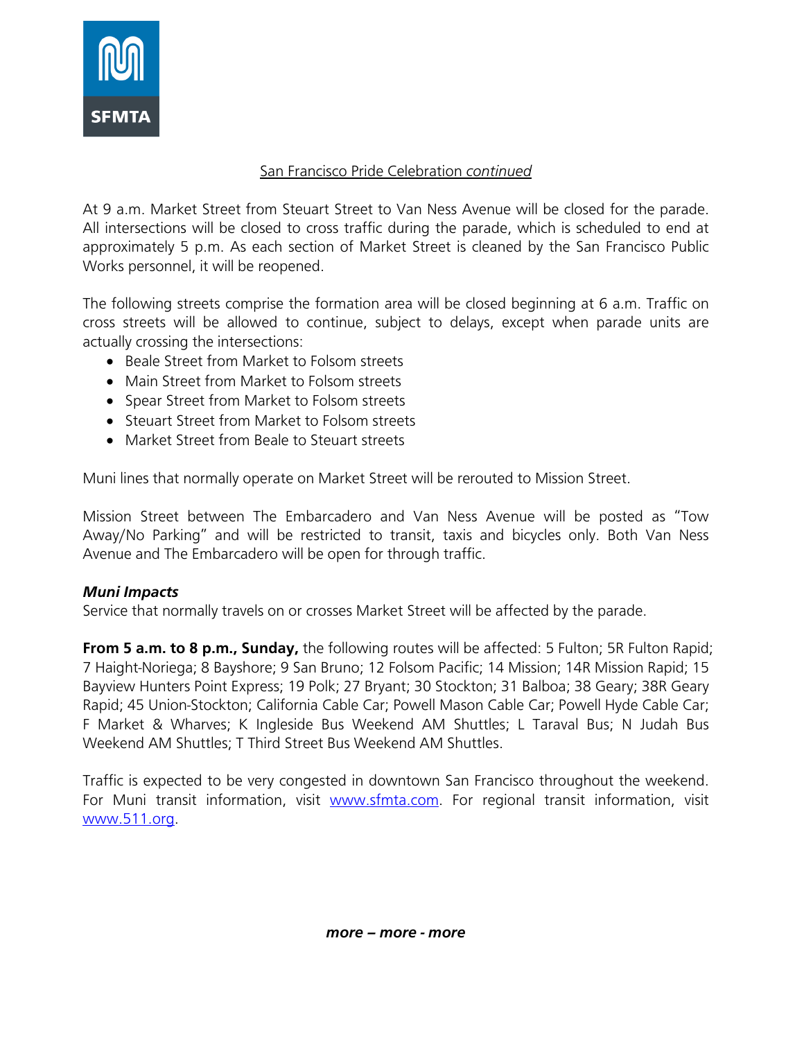San Francisco Pride Celebration *continued*

At 9 a.m. Market Street from Steuart Street to Van Ness Avenue will be closed for the parade. All intersections will be closed to cross traffic during the parade, which is scheduled to end at approximately 5 p.m. As each section of Market Street is cleaned by the San Francisco Public Works personnel, it will be reopened.

The following streets comprise the formation area will be closed beginning at 6 a.m. Traffic on cross streets will be allowed to continue, subject to delays, except when parade units are actually crossing the intersections:

- Beale Street from Market to Folsom streets
- Main Street from Market to Folsom streets
- Spear Street from Market to Folsom streets
- Steuart Street from Market to Folsom streets
- Market Street from Beale to Steuart streets

Muni lines that normally operate on Market Street will be rerouted to Mission Street.

Mission Street between The Embarcadero and Van Ness Avenue will be posted as "Tow Away/No Parking" and will be restricted to transit, taxis and bicycles only. Both Van Ness Avenue and The Embarcadero will be open for through traffic.

***Muni Impacts***

Service that normally travels on or crosses Market Street will be affected by the parade.

**From 5 a.m. to 8 p.m., Sunday,** the following routes will be affected: 5 Fulton; 5R Fulton Rapid; 7 Haight-Noriega; 8 Bayshore; 9 San Bruno; 12 Folsom Pacific; 14 Mission; 14R Mission Rapid; 15 Bayview Hunters Point Express; 19 Polk; 27 Bryant; 30 Stockton; 31 Balboa; 38 Geary; 38R Geary Rapid; 45 Union-Stockton; California Cable Car; Powell Mason Cable Car; Powell Hyde Cable Car; F Market & Wharves; K Ingleside Bus Weekend AM Shuttles; L Taraval Bus; N Judah Bus Weekend AM Shuttles; T Third Street Bus Weekend AM Shuttles.

Traffic is expected to be very congested in downtown San Francisco throughout the weekend. For Muni transit information, visit [www.sfmta.com](http://www.sfmta.com). For regional transit information, visit [www.511.org](http://www.511.org).

***more – more - more***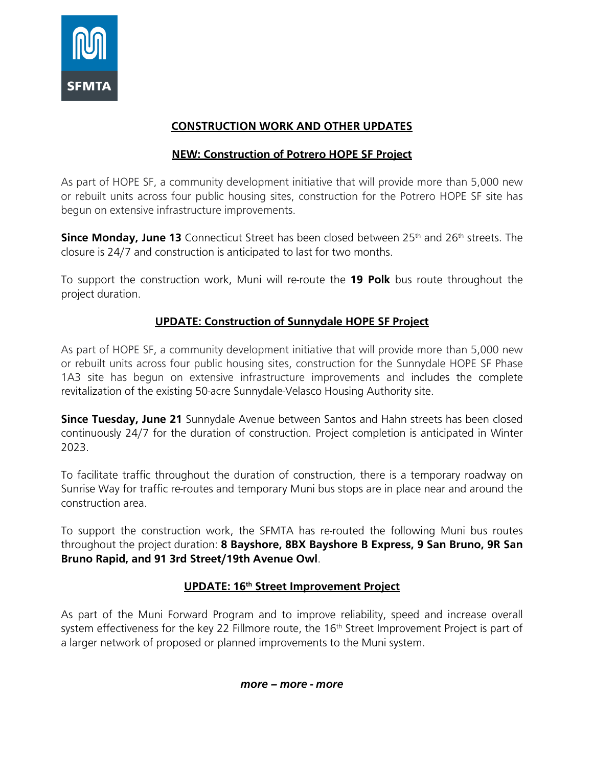**CONSTRUCTION WORK AND OTHER UPDATES**

## NEW: Construction of Potrero HOPE SF Project

As part of HOPE SF, a community development initiative that will provide more than 5,000 new or rebuilt units across four public housing sites, construction for the Potrero HOPE SF site has begun on extensive infrastructure improvements.

**Since Monday, June 13** Connecticut Street has been closed between 25th and 26th streets. The closure is 24/7 and construction is anticipated to last for two months.

To support the construction work, Muni will re-route the **19 Polk** bus route throughout the project duration.

## UPDATE: Construction of Sunnydale HOPE SF Project

As part of HOPE SF, a community development initiative that will provide more than 5,000 new or rebuilt units across four public housing sites, construction for the Sunnydale HOPE SF Phase 1A3 site has begun on extensive infrastructure improvements and includes the complete revitalization of the existing 50-acre Sunnydale-Velasco Housing Authority site.

**Since Tuesday, June 21** Sunnydale Avenue between Santos and Hahn streets has been closed continuously 24/7 for the duration of construction. Project completion is anticipated in Winter 2023.

To facilitate traffic throughout the duration of construction, there is a temporary roadway on Sunrise Way for traffic re-routes and temporary Muni bus stops are in place near and around the construction area.

To support the construction work, the SFMTA has re-routed the following Muni bus routes throughout the project duration: **8 Bayshore, 8BX Bayshore B Express, 9 San Bruno, 9R San Bruno Rapid, and 91 3rd Street/19th Avenue Owl**.

## UPDATE: 16th Street Improvement Project

As part of the Muni Forward Program and to improve reliability, speed and increase overall system effectiveness for the key 22 Fillmore route, the 16th Street Improvement Project is part of a larger network of proposed or planned improvements to the Muni system.

***more – more - more***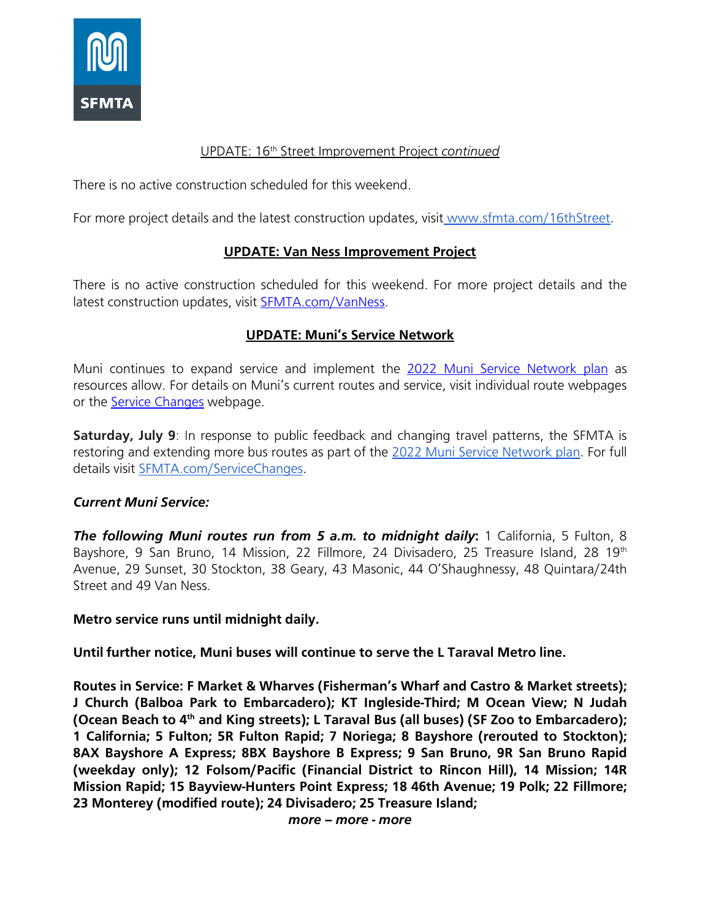UPDATE: 16th Street Improvement Project *continued*

There is no active construction scheduled for this weekend.

For more project details and the latest construction updates, visit [www.sfmta.com/16thStreet](www.sfmta.com/16thStreet).

## UPDATE: Van Ness Improvement Project

There is no active construction scheduled for this weekend. For more project details and the latest construction updates, visit [SFMTA.com/VanNess](SFMTA.com/VanNess).

## UPDATE: Muni's Service Network

Muni continues to expand service and implement the 2022 Muni Service Network plan as resources allow. For details on Muni's current routes and service, visit individual route webpages or the Service Changes webpage.

**Saturday, July 9**: In response to public feedback and changing travel patterns, the SFMTA is restoring and extending more bus routes as part of the 2022 Muni Service Network plan. For full details visit [SFMTA.com/ServiceChanges](SFMTA.com/ServiceChanges).

***Current Muni Service:***

***The following Muni routes run from 5 a.m. to midnight daily***: 1 California, 5 Fulton, 8 Bayshore, 9 San Bruno, 14 Mission, 22 Fillmore, 24 Divisadero, 25 Treasure Island, 28 19th Avenue, 29 Sunset, 30 Stockton, 38 Geary, 43 Masonic, 44 O'Shaughnessy, 48 Quintara/24th Street and 49 Van Ness.

**Metro service runs until midnight daily.**

**Until further notice, Muni buses will continue to serve the L Taraval Metro line.**

**Routes in Service: F Market & Wharves (Fisherman's Wharf and Castro & Market streets); J Church (Balboa Park to Embarcadero); KT Ingleside-Third; M Ocean View; N Judah (Ocean Beach to 4th and King streets); L Taraval Bus (all buses) (SF Zoo to Embarcadero); 1 California; 5 Fulton; 5R Fulton Rapid; 7 Noriega; 8 Bayshore (rerouted to Stockton); 8AX Bayshore A Express; 8BX Bayshore B Express; 9 San Bruno, 9R San Bruno Rapid (weekday only); 12 Folsom/Pacific (Financial District to Rincon Hill), 14 Mission; 14R Mission Rapid; 15 Bayview-Hunters Point Express; 18 46th Avenue; 19 Polk; 22 Fillmore; 23 Monterey (modified route); 24 Divisadero; 25 Treasure Island;**

***more – more - more***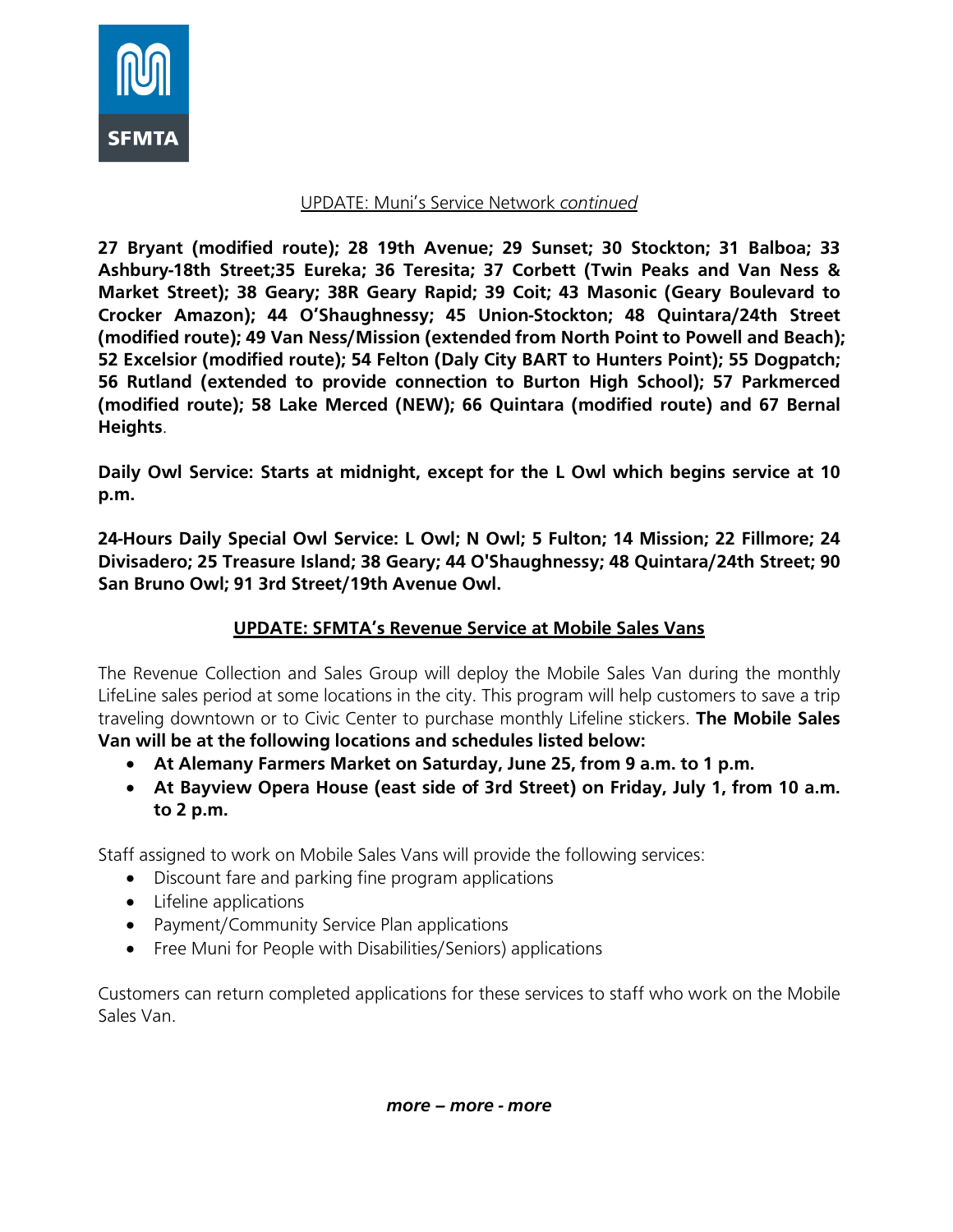UPDATE: Muni's Service Network *continued*

**27 Bryant (modified route); 28 19th Avenue; 29 Sunset; 30 Stockton; 31 Balboa; 33 Ashbury-18th Street;35 Eureka; 36 Teresita; 37 Corbett (Twin Peaks and Van Ness & Market Street); 38 Geary; 38R Geary Rapid; 39 Coit; 43 Masonic (Geary Boulevard to Crocker Amazon); 44 O'Shaughnessy; 45 Union-Stockton; 48 Quintara/24th Street (modified route); 49 Van Ness/Mission (extended from North Point to Powell and Beach); 52 Excelsior (modified route); 54 Felton (Daly City BART to Hunters Point); 55 Dogpatch; 56 Rutland (extended to provide connection to Burton High School); 57 Parkmerced (modified route); 58 Lake Merced (NEW); 66 Quintara (modified route) and 67 Bernal Heights**.

**Daily Owl Service: Starts at midnight, except for the L Owl which begins service at 10 p.m.**

**24-Hours Daily Special Owl Service: L Owl; N Owl; 5 Fulton; 14 Mission; 22 Fillmore; 24 Divisadero; 25 Treasure Island; 38 Geary; 44 O'Shaughnessy; 48 Quintara/24th Street; 90 San Bruno Owl; 91 3rd Street/19th Avenue Owl.**

## UPDATE: SFMTA's Revenue Service at Mobile Sales Vans

The Revenue Collection and Sales Group will deploy the Mobile Sales Van during the monthly LifeLine sales period at some locations in the city. This program will help customers to save a trip traveling downtown or to Civic Center to purchase monthly Lifeline stickers. **The Mobile Sales Van will be at the following locations and schedules listed below:**

- **At Alemany Farmers Market on Saturday, June 25, from 9 a.m. to 1 p.m.**
- **At Bayview Opera House (east side of 3rd Street) on Friday, July 1, from 10 a.m. to 2 p.m.**

Staff assigned to work on Mobile Sales Vans will provide the following services:

- Discount fare and parking fine program applications
- Lifeline applications
- Payment/Community Service Plan applications
- Free Muni for People with Disabilities/Seniors) applications

Customers can return completed applications for these services to staff who work on the Mobile Sales Van.

***more – more - more***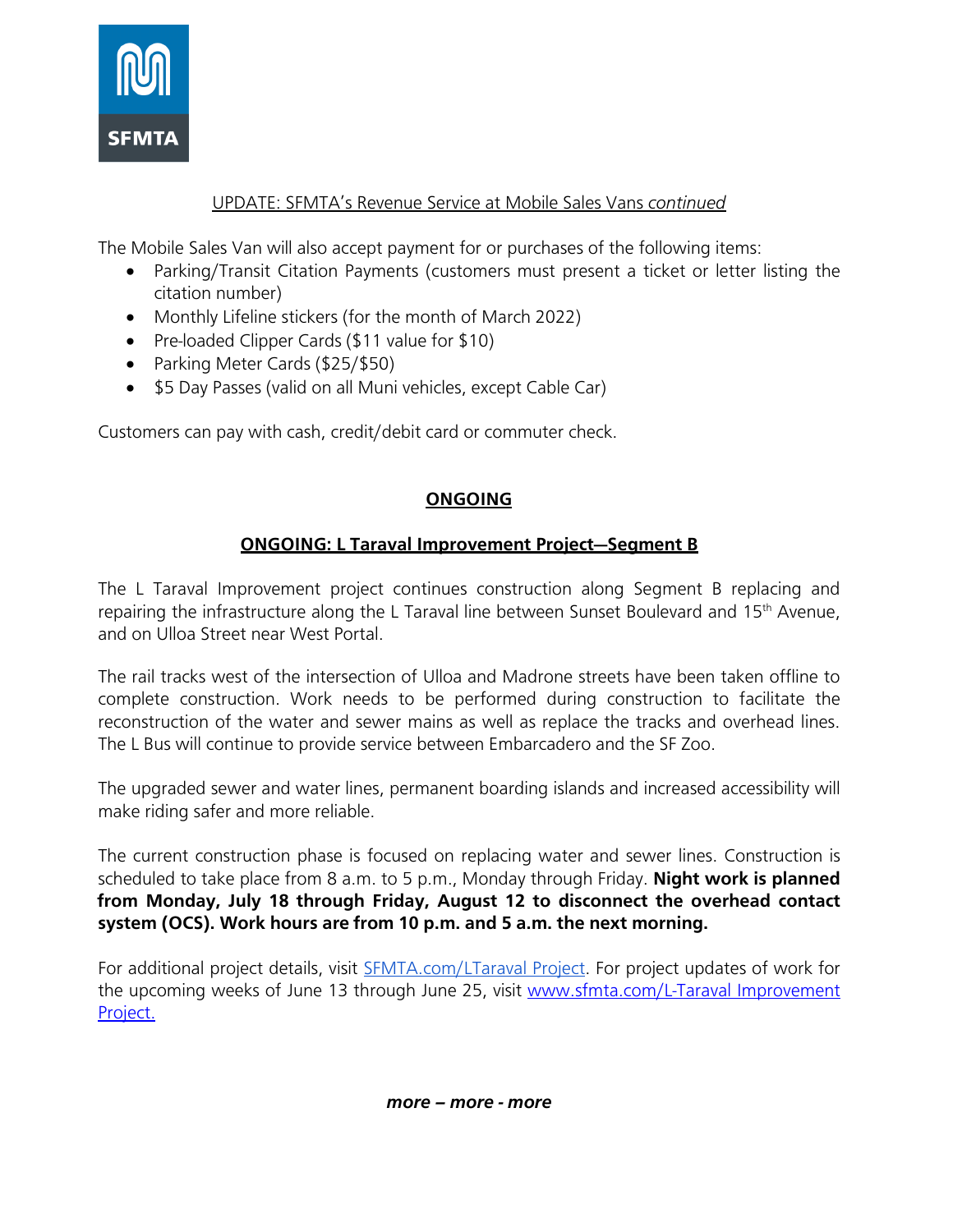UPDATE: SFMTA's Revenue Service at Mobile Sales Vans *continued*

The Mobile Sales Van will also accept payment for or purchases of the following items:

- Parking/Transit Citation Payments (customers must present a ticket or letter listing the citation number)
- Monthly Lifeline stickers (for the month of March 2022)
- Pre-loaded Clipper Cards ($11 value for $10)
- Parking Meter Cards ($25/$50)
- $5 Day Passes (valid on all Muni vehicles, except Cable Car)

Customers can pay with cash, credit/debit card or commuter check.

## ONGOING

### ONGOING: L Taraval Improvement Project—Segment B

The L Taraval Improvement project continues construction along Segment B replacing and repairing the infrastructure along the L Taraval line between Sunset Boulevard and 15th Avenue, and on Ulloa Street near West Portal.

The rail tracks west of the intersection of Ulloa and Madrone streets have been taken offline to complete construction. Work needs to be performed during construction to facilitate the reconstruction of the water and sewer mains as well as replace the tracks and overhead lines. The L Bus will continue to provide service between Embarcadero and the SF Zoo.

The upgraded sewer and water lines, permanent boarding islands and increased accessibility will make riding safer and more reliable.

The current construction phase is focused on replacing water and sewer lines. Construction is scheduled to take place from 8 a.m. to 5 p.m., Monday through Friday. **Night work is planned from Monday, July 18 through Friday, August 12 to disconnect the overhead contact system (OCS). Work hours are from 10 p.m. and 5 a.m. the next morning.**

For additional project details, visit SFMTA.com/LTaraval Project. For project updates of work for the upcoming weeks of June 13 through June 25, visit www.sfmta.com/L-Taraval Improvement Project.

***more – more - more***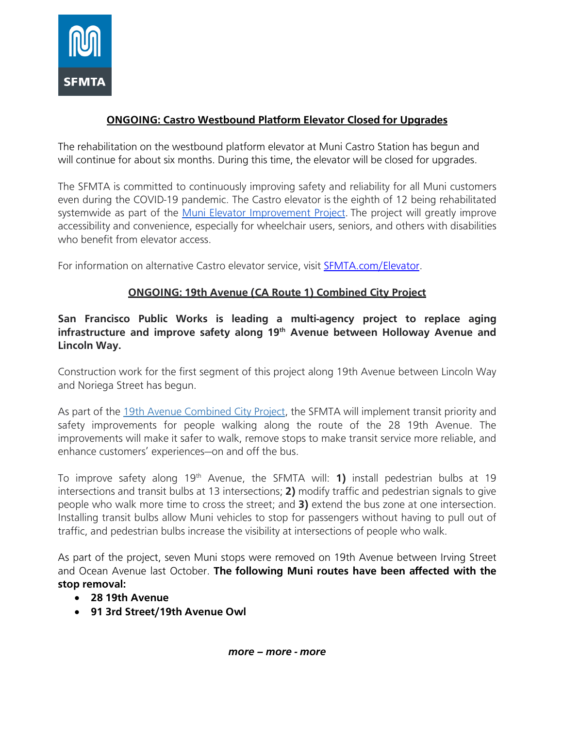SFMTA

## ONGOING: Castro Westbound Platform Elevator Closed for Upgrades

The rehabilitation on the westbound platform elevator at Muni Castro Station has begun and will continue for about six months. During this time, the elevator will be closed for upgrades.

The SFMTA is committed to continuously improving safety and reliability for all Muni customers even during the COVID-19 pandemic. The Castro elevator is the eighth of 12 being rehabilitated systemwide as part of the Muni Elevator Improvement Project. The project will greatly improve accessibility and convenience, especially for wheelchair users, seniors, and others with disabilities who benefit from elevator access.

For information on alternative Castro elevator service, visit SFMTA.com/Elevator.

## ONGOING: 19th Avenue (CA Route 1) Combined City Project

**San Francisco Public Works is leading a multi-agency project to replace aging infrastructure and improve safety along 19th Avenue between Holloway Avenue and Lincoln Way.**

Construction work for the first segment of this project along 19th Avenue between Lincoln Way and Noriega Street has begun.

As part of the 19th Avenue Combined City Project, the SFMTA will implement transit priority and safety improvements for people walking along the route of the 28 19th Avenue. The improvements will make it safer to walk, remove stops to make transit service more reliable, and enhance customers' experiences—on and off the bus.

To improve safety along 19th Avenue, the SFMTA will: **1)** install pedestrian bulbs at 19 intersections and transit bulbs at 13 intersections; **2)** modify traffic and pedestrian signals to give people who walk more time to cross the street; and **3)** extend the bus zone at one intersection. Installing transit bulbs allow Muni vehicles to stop for passengers without having to pull out of traffic, and pedestrian bulbs increase the visibility at intersections of people who walk.

As part of the project, seven Muni stops were removed on 19th Avenue between Irving Street and Ocean Avenue last October. **The following Muni routes have been affected with the stop removal:**

- **28 19th Avenue**
- **91 3rd Street/19th Avenue Owl**

***more – more - more***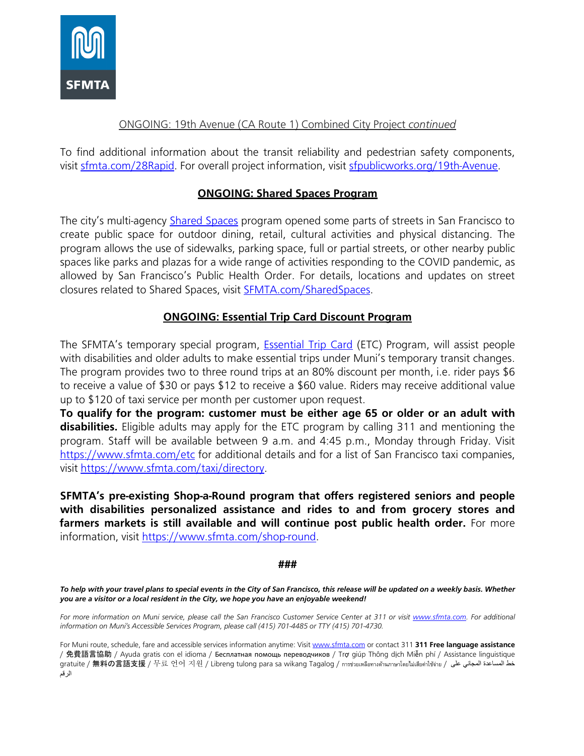ONGOING: 19th Avenue (CA Route 1) Combined City Project *continued*

To find additional information about the transit reliability and pedestrian safety components, visit [sfmta.com/28Rapid](sfmta.com/28Rapid). For overall project information, visit [sfpublicworks.org/19th-Avenue](sfpublicworks.org/19th-Avenue).

## ONGOING: Shared Spaces Program

The city's multi-agency [Shared Spaces](Shared Spaces) program opened some parts of streets in San Francisco to create public space for outdoor dining, retail, cultural activities and physical distancing. The program allows the use of sidewalks, parking space, full or partial streets, or other nearby public spaces like parks and plazas for a wide range of activities responding to the COVID pandemic, as allowed by San Francisco's Public Health Order. For details, locations and updates on street closures related to Shared Spaces, visit [SFMTA.com/SharedSpaces](SFMTA.com/SharedSpaces).

## ONGOING: Essential Trip Card Discount Program

The SFMTA's temporary special program, [Essential Trip Card](Essential Trip Card) (ETC) Program, will assist people with disabilities and older adults to make essential trips under Muni's temporary transit changes. The program provides two to three round trips at an 80% discount per month, i.e. rider pays $6 to receive a value of $30 or pays $12 to receive a $60 value. Riders may receive additional value up to $120 of taxi service per month per customer upon request.

**To qualify for the program: customer must be either age 65 or older or an adult with disabilities.** Eligible adults may apply for the ETC program by calling 311 and mentioning the program. Staff will be available between 9 a.m. and 4:45 p.m., Monday through Friday. Visit <https://www.sfmta.com/etc> for additional details and for a list of San Francisco taxi companies, visit <https://www.sfmta.com/taxi/directory>.

**SFMTA's pre-existing Shop-a-Round program that offers registered seniors and people with disabilities personalized assistance and rides to and from grocery stores and farmers markets is still available and will continue post public health order.** For more information, visit <https://www.sfmta.com/shop-round>.

**###**

***To help with your travel plans to special events in the City of San Francisco, this release will be updated on a weekly basis. Whether you are a visitor or a local resident in the City, we hope you have an enjoyable weekend!***

*For more information on Muni service, please call the San Francisco Customer Service Center at 311 or visit [www.sfmta.com](www.sfmta.com). For additional information on Muni's Accessible Services Program, please call (415) 701-4485 or TTY (415) 701-4730.*

For Muni route, schedule, fare and accessible services information anytime: Visit [www.sfmta.com](www.sfmta.com) or contact 311 **311 Free language assistance** / **免費語言協助** / Ayuda gratis con el idioma / **Бесплатная помощь переводчиков** / Trợ giúp Thông dịch Miễn phí / Assistance linguistique gratuite / **無料の言語支援** / 무료 언어 지원 / Libreng tulong para sa wikang Tagalog / การช่วยเหลือทางด้านภาษาโดยไม่เสียค่าใช้จ่าย / خط المساعدة المجاني على الرقم